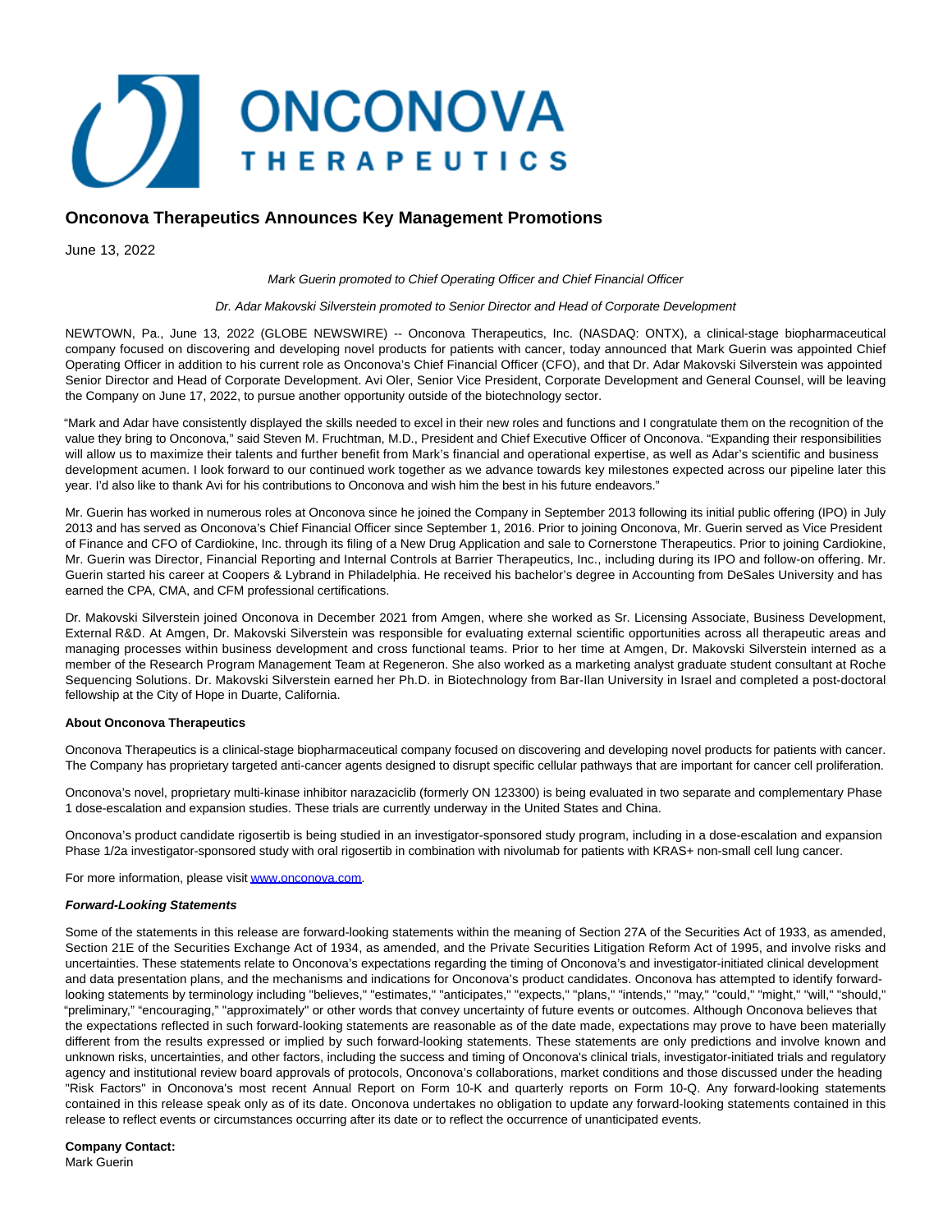# Onconova Therapeutics Announces Key Management Promotions

June 13, 2022

*Mark Guerin promoted to Chief Operating Officer and Chief Financial Officer*

*Dr. Adar Makovski Silverstein promoted to Senior Director and Head of Corporate Development*

NEWTOWN, Pa., June 13, 2022 (GLOBE NEWSWIRE) -- Onconova Therapeutics, Inc. (NASDAQ: ONTX), a clinical-stage biopharmaceutical company focused on discovering and developing novel products for patients with cancer, today announced that Mark Guerin was appointed Chief Operating Officer in addition to his current role as Onconova's Chief Financial Officer (CFO), and that Dr. Adar Makovski Silverstein was appointed Senior Director and Head of Corporate Development. Avi Oler, Senior Vice President, Corporate Development and General Counsel, will be leaving the Company on June 17, 2022, to pursue another opportunity outside of the biotechnology sector.

"Mark and Adar have consistently displayed the skills needed to excel in their new roles and functions and I congratulate them on the recognition of the value they bring to Onconova," said Steven M. Fruchtman, M.D., President and Chief Executive Officer of Onconova. "Expanding their responsibilities will allow us to maximize their talents and further benefit from Mark's financial and operational expertise, as well as Adar's scientific and business development acumen. I look forward to our continued work together as we advance towards key milestones expected across our pipeline later this year. I'd also like to thank Avi for his contributions to Onconova and wish him the best in his future endeavors."

Mr. Guerin has worked in numerous roles at Onconova since he joined the Company in September 2013 following its initial public offering (IPO) in July 2013 and has served as Onconova's Chief Financial Officer since September 1, 2016. Prior to joining Onconova, Mr. Guerin served as Vice President of Finance and CFO of Cardiokine, Inc. through its filing of a New Drug Application and sale to Cornerstone Therapeutics. Prior to joining Cardiokine, Mr. Guerin was Director, Financial Reporting and Internal Controls at Barrier Therapeutics, Inc., including during its IPO and follow-on offering. Mr. Guerin started his career at Coopers & Lybrand in Philadelphia. He received his bachelor's degree in Accounting from DeSales University and has earned the CPA, CMA, and CFM professional certifications.

Dr. Makovski Silverstein joined Onconova in December 2021 from Amgen, where she worked as Sr. Licensing Associate, Business Development, External R&D. At Amgen, Dr. Makovski Silverstein was responsible for evaluating external scientific opportunities across all therapeutic areas and managing processes within business development and cross functional teams. Prior to her time at Amgen, Dr. Makovski Silverstein interned as a member of the Research Program Management Team at Regeneron. She also worked as a marketing analyst graduate student consultant at Roche Sequencing Solutions. Dr. Makovski Silverstein earned her Ph.D. in Biotechnology from Bar-Ilan University in Israel and completed a post-doctoral fellowship at the City of Hope in Duarte, California.

**About Onconova Therapeutics**

Onconova Therapeutics is a clinical-stage biopharmaceutical company focused on discovering and developing novel products for patients with cancer. The Company has proprietary targeted anti-cancer agents designed to disrupt specific cellular pathways that are important for cancer cell proliferation.

Onconova's novel, proprietary multi-kinase inhibitor narazaciclib (formerly ON 123300) is being evaluated in two separate and complementary Phase 1 dose-escalation and expansion studies. These trials are currently underway in the United States and China.

Onconova's product candidate rigosertib is being studied in an investigator-sponsored study program, including in a dose-escalation and expansion Phase 1/2a investigator-sponsored study with oral rigosertib in combination with nivolumab for patients with KRAS+ non-small cell lung cancer.

For more information, please visit www.onconova.com.

***Forward-Looking Statements***

Some of the statements in this release are forward-looking statements within the meaning of Section 27A of the Securities Act of 1933, as amended, Section 21E of the Securities Exchange Act of 1934, as amended, and the Private Securities Litigation Reform Act of 1995, and involve risks and uncertainties. These statements relate to Onconova's expectations regarding the timing of Onconova's and investigator-initiated clinical development and data presentation plans, and the mechanisms and indications for Onconova's product candidates. Onconova has attempted to identify forward-looking statements by terminology including "believes," "estimates," "anticipates," "expects," "plans," "intends," "may," "could," "might," "will," "should," "preliminary," "encouraging," "approximately" or other words that convey uncertainty of future events or outcomes. Although Onconova believes that the expectations reflected in such forward-looking statements are reasonable as of the date made, expectations may prove to have been materially different from the results expressed or implied by such forward-looking statements. These statements are only predictions and involve known and unknown risks, uncertainties, and other factors, including the success and timing of Onconova's clinical trials, investigator-initiated trials and regulatory agency and institutional review board approvals of protocols, Onconova's collaborations, market conditions and those discussed under the heading "Risk Factors" in Onconova's most recent Annual Report on Form 10-K and quarterly reports on Form 10-Q. Any forward-looking statements contained in this release speak only as of its date. Onconova undertakes no obligation to update any forward-looking statements contained in this release to reflect events or circumstances occurring after its date or to reflect the occurrence of unanticipated events.

**Company Contact:**
Mark Guerin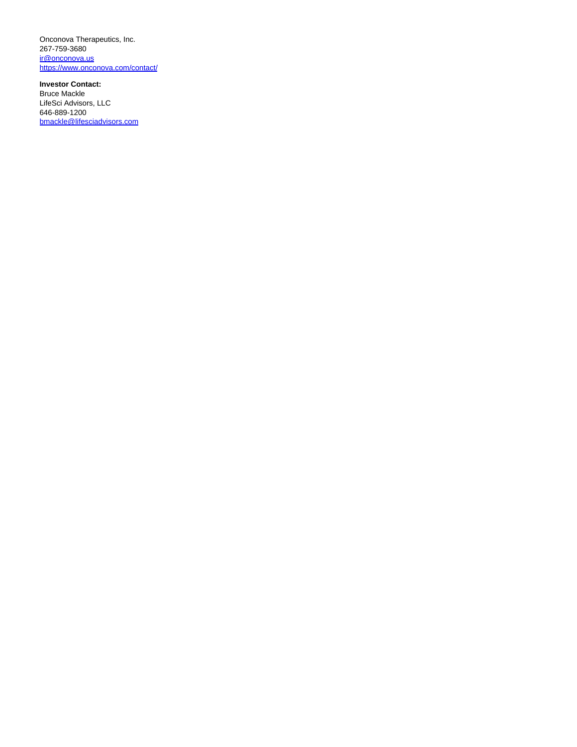Onconova Therapeutics, Inc.
267-759-3680
ir@onconova.us
https://www.onconova.com/contact/

**Investor Contact:**
Bruce Mackle
LifeSci Advisors, LLC
646-889-1200
bmackle@lifesciadvisors.com